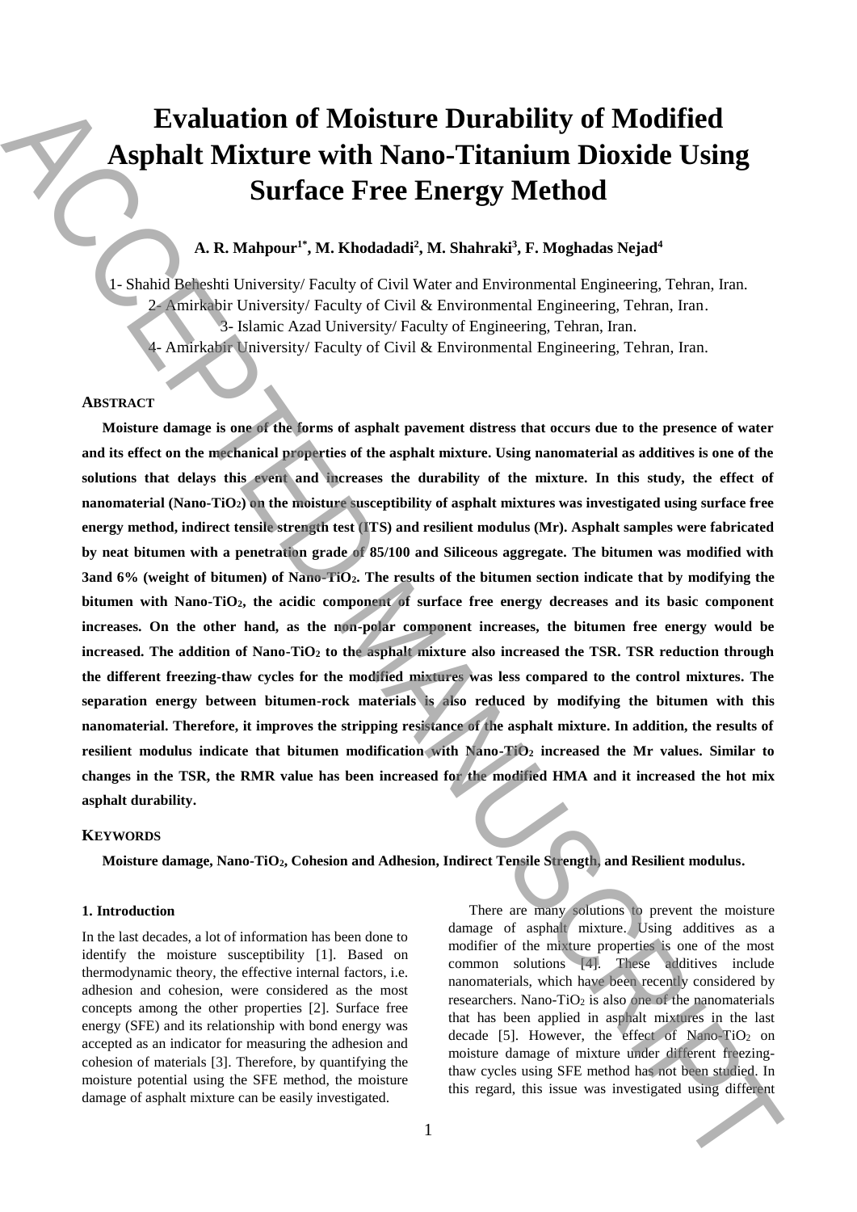# Evaluation of Moisture Durability of Modified Asphalt Mixture with Nano-Titanium Dioxide Using Surface Free Energy Method

**A. R. Mahpour[1*], M. Khodadadi[2], M. Shahraki[3], F. Moghadas Nejad[4]**

1- Shahid Beheshti University/ Faculty of Civil Water and Environmental Engineering, Tehran, Iran.
2- Amirkabir University/ Faculty of Civil & Environmental Engineering, Tehran, Iran.
3- Islamic Azad University/ Faculty of Engineering, Tehran, Iran.
4- Amirkabir University/ Faculty of Civil & Environmental Engineering, Tehran, Iran.

## Abstract

**Moisture damage is one of the forms of asphalt pavement distress that occurs due to the presence of water and its effect on the mechanical properties of the asphalt mixture. Using nanomaterial as additives is one of the solutions that delays this event and increases the durability of the mixture. In this study, the effect of nanomaterial (Nano-$TiO_2$) on the moisture susceptibility of asphalt mixtures was investigated using surface free energy method, indirect tensile strength test (ITS) and resilient modulus (Mr). Asphalt samples were fabricated by neat bitumen with a penetration grade of 85/100 and Siliceous aggregate. The bitumen was modified with 3and 6% (weight of bitumen) of Nano-$TiO_2$. The results of the bitumen section indicate that by modifying the bitumen with Nano-$TiO_2$, the acidic component of surface free energy decreases and its basic component increases. On the other hand, as the non-polar component increases, the bitumen free energy would be increased. The addition of Nano-$TiO_2$ to the asphalt mixture also increased the TSR. TSR reduction through the different freezing-thaw cycles for the modified mixtures was less compared to the control mixtures. The separation energy between bitumen-rock materials is also reduced by modifying the bitumen with this nanomaterial. Therefore, it improves the stripping resistance of the asphalt mixture. In addition, the results of resilient modulus indicate that bitumen modification with Nano-$TiO_2$ increased the Mr values. Similar to changes in the TSR, the RMR value has been increased for the modified HMA and it increased the hot mix asphalt durability.**

## Keywords

**Moisture damage, Nano-$TiO_2$, Cohesion and Adhesion, Indirect Tensile Strength, and Resilient modulus.**

### 1. Introduction

In the last decades, a lot of information has been done to identify the moisture susceptibility [1]. Based on thermodynamic theory, the effective internal factors, i.e. adhesion and cohesion, were considered as the most concepts among the other properties [2]. Surface free energy (SFE) and its relationship with bond energy was accepted as an indicator for measuring the adhesion and cohesion of materials [3]. Therefore, by quantifying the moisture potential using the SFE method, the moisture damage of asphalt mixture can be easily investigated.

There are many solutions to prevent the moisture damage of asphalt mixture. Using additives as a modifier of the mixture properties is one of the most common solutions [4]. These additives include nanomaterials, which have been recently considered by researchers. Nano-$TiO_2$ is also one of the nanomaterials that has been applied in asphalt mixtures in the last decade [5]. However, the effect of Nano-$TiO_2$ on moisture damage of mixture under different freezing-thaw cycles using SFE method has not been studied. In this regard, this issue was investigated using different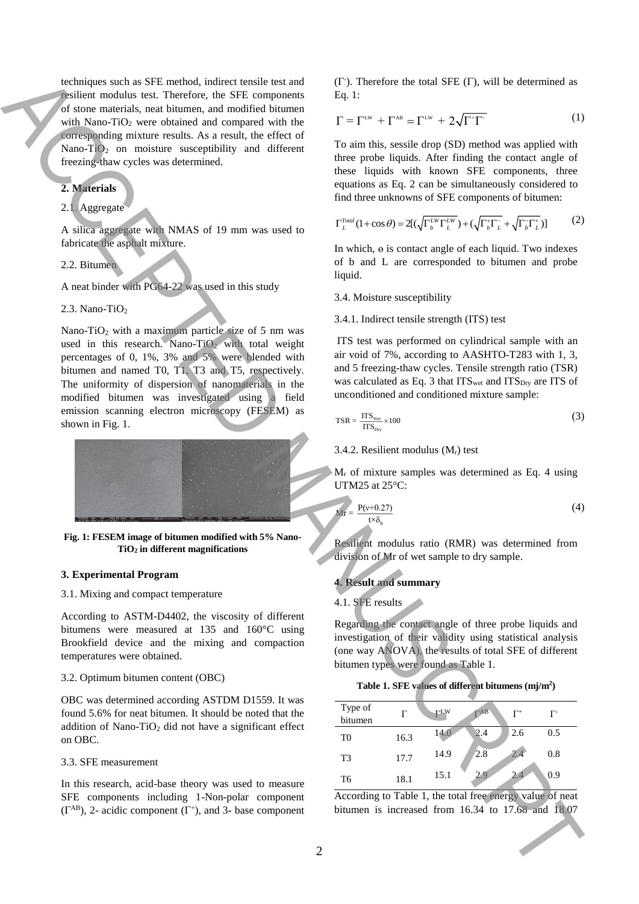techniques such as SFE method, indirect tensile test and resilient modulus test. Therefore, the SFE components of stone materials, neat bitumen, and modified bitumen with Nano-$TiO_2$ were obtained and compared with the corresponding mixture results. As a result, the effect of Nano-$TiO_2$ on moisture susceptibility and different freezing-thaw cycles was determined.

## 2. Materials

2.1. Aggregate

A silica aggregate with NMAS of 19 mm was used to fabricate the asphalt mixture.

2.2. Bitumen

A neat binder with PG64-22 was used in this study

2.3. Nano-$TiO_2$

Nano-$TiO_2$ with a maximum particle size of 5 nm was used in this research. Nano-$TiO_2$ with total weight percentages of 0, 1%, 3% and 5% were blended with bitumen and named T0, T1, T3 and T5, respectively. The uniformity of dispersion of nanomaterials in the modified bitumen was investigated using a field emission scanning electron microscopy (FESEM) as shown in Fig. 1.

**Fig. 1: FESEM image of bitumen modified with 5% Nano-$TiO_2$ in different magnifications**

## 3. Experimental Program

3.1. Mixing and compact temperature

According to ASTM-D4402, the viscosity of different bitumens were measured at 135 and 160°C using Brookfield device and the mixing and compaction temperatures were obtained.

3.2. Optimum bitumen content (OBC)

OBC was determined according ASTDM D1559. It was found 5.6% for neat bitumen. It should be noted that the addition of Nano-$TiO_2$ did not have a significant effect on OBC.

3.3. SFE measurement

In this research, acid-base theory was used to measure SFE components including 1-Non-polar component ($\Gamma^{AB}$), 2- acidic component ($\Gamma^{+}$), and 3- base component ($\Gamma^{-}$). Therefore the total SFE ($\Gamma$), will be determined as Eq. 1:

$$\Gamma = \Gamma^{LW} + \Gamma^{AB} = \Gamma^{LW} + 2\sqrt{\Gamma^{+}\Gamma^{-}} \tag{1}$$

To aim this, sessile drop (SD) method was applied with three probe liquids. After finding the contact angle of these liquids with known SFE components, three equations as Eq. 2 can be simultaneously considered to find three unknowns of SFE components of bitumen:

$$\Gamma_L^{Total}(1+\cos\theta) = 2[(\sqrt{\Gamma_b^{LW}\Gamma_L^{LW}}) + (\sqrt{\Gamma_b^{+}\Gamma_L^{-}} + \sqrt{\Gamma_b^{-}\Gamma_L^{+}})] \tag{2}$$

In which, ɵ is contact angle of each liquid. Two indexes of b and L are corresponded to bitumen and probe liquid.

3.4. Moisture susceptibility

3.4.1. Indirect tensile strength (ITS) test

ITS test was performed on cylindrical sample with an air void of 7%, according to AASHTO-T283 with 1, 3, and 5 freezing-thaw cycles. Tensile strength ratio (TSR) was calculated as Eq. 3 that $ITS_{wet}$ and $ITS_{Dry}$ are ITS of unconditioned and conditioned mixture sample:

$$TSR = \frac{ITS_{Wet}}{ITS_{Dry}} \times 100 \tag{3}$$

3.4.2. Resilient modulus ($M_r$) test

$M_r$ of mixture samples was determined as Eq. 4 using UTM25 at 25°C:

$$Mr = \frac{P(\nu+0.27)}{t \times \delta_h} \tag{4}$$

Resilient modulus ratio (RMR) was determined from division of Mr of wet sample to dry sample.

## 4. Result and summary

4.1. SFE results

Regarding the contact angle of three probe liquids and investigation of their validity using statistical analysis (one way ANOVA), the results of total SFE of different bitumen types were found as Table 1.

**Table 1. SFE values of different bitumens (mj/m$^2$)**

| Type of bitumen | $\Gamma$ | $\Gamma^{LW}$ | $\Gamma^{AB}$ | $\Gamma^{+}$ | $\Gamma^{-}$ |
|---|---|---|---|---|---|
| T0 | 16.3 | 14.0 | 2.4 | 2.6 | 0.5 |
| T3 | 17.7 | 14.9 | 2.8 | 2.4 | 0.8 |
| T6 | 18.1 | 15.1 | 2.9 | 2.4 | 0.9 |

According to Table 1, the total free energy value of neat bitumen is increased from 16.34 to 17.68 and 18.07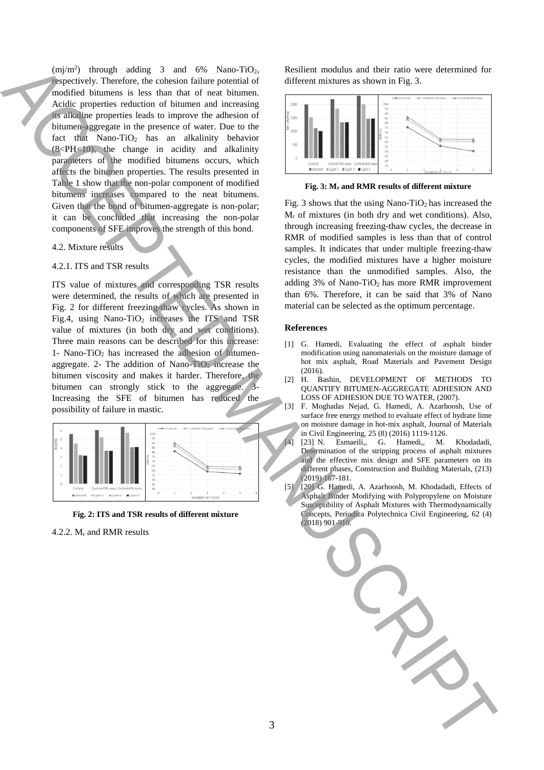(mj/m$^2$) through adding 3 and 6% Nano-$TiO_2$, respectively. Therefore, the cohesion failure potential of modified bitumens is less than that of neat bitumen. Acidic properties reduction of bitumen and increasing its alkaline properties leads to improve the adhesion of bitumen-aggregate in the presence of water. Due to the fact that Nano-$TiO_2$ has an alkalinity behavior (8<PH<10), the change in acidity and alkalinity parameters of the modified bitumens occurs, which affects the bitumen properties. The results presented in Table 1 show that the non-polar component of modified bitumens increases compared to the neat bitumens. Given that the bond of bitumen-aggregate is non-polar; it can be concluded that increasing the non-polar components of SFE improves the strength of this bond.

4.2. Mixture results

4.2.1. ITS and TSR results

ITS value of mixtures and corresponding TSR results were determined, the results of which are presented in Fig. 2 for different freezing-thaw cycles. As shown in Fig.4, using Nano-$TiO_2$ increases the ITS and TSR value of mixtures (in both dry and wet conditions). Three main reasons can be described for this increase: 1- Nano-$TiO_2$ has increased the adhesion of bitumen-aggregate. 2- The addition of Nano-$TiO_2$ increase the bitumen viscosity and makes it harder. Therefore, the bitumen can strongly stick to the aggregate. 3- Increasing the SFE of bitumen has reduced the possibility of failure in mastic.

ITS (kN)
Control
Control+3% nano
Control+6% nano
Uncond
Cycle 1
Cycle 3
Cycle 5
TSR (%)
NUMBER OF CYCLES

**Fig. 2: ITS and TSR results of different mixture**

4.2.2. $M_r$ and RMR results

Resilient modulus and their ratio were determined for different mixtures as shown in Fig. 3.

Mr (MPa)
Control
Control+3% nano
Control+6% nano
Uncond
Cycle 1
Cycle 3
Cycle 5
RMR (%)
NUMBER OF CYCLES

**Fig. 3: $M_r$ and RMR results of different mixture**

Fig. 3 shows that the using Nano-$TiO_2$ has increased the $M_r$ of mixtures (in both dry and wet conditions). Also, through increasing freezing-thaw cycles, the decrease in RMR of modified samples is less than that of control samples. It indicates that under multiple freezing-thaw cycles, the modified mixtures have a higher moisture resistance than the unmodified samples. Also, the adding 3% of Nano-$TiO_2$ has more RMR improvement than 6%. Therefore, it can be said that 3% of Nano material can be selected as the optimum percentage.

## References

[1] G. Hamedi, Evaluating the effect of asphalt binder modification using nanomaterials on the moisture damage of hot mix asphalt, Road Materials and Pavement Design (2016).

[2] H. Bashin, DEVELOPMENT OF METHODS TO QUANTIFY BITUMEN-AGGREGATE ADHESION AND LOSS OF ADHESION DUE TO WATER, (2007).

[3] F. Moghadas Nejad, G. Hamedi, A. Azarhoosh, Use of surface free energy method to evaluate effect of hydrate lime on moisture damage in hot-mix asphalt, Journal of Materials in Civil Engineering, 25 (8) (2016) 1119-1126.

[4] [23] N. Esmaeili,, G. Hamedi,, M. Khodadadi, Determination of the stripping process of asphalt mixtures and the effective mix design and SFE parameters on its different phases, Construction and Building Materials, (213) (2019) 167-181.

[5] [20] G. Hamedi, A. Azarhoosh, M. Khodadadi, Effects of Asphalt Binder Modifying with Polypropylene on Moisture Susceptibility of Asphalt Mixtures with Thermodynamically Concepts, Periodica Polytechnica Civil Engineering, 62 (4) (2018) 901-910.